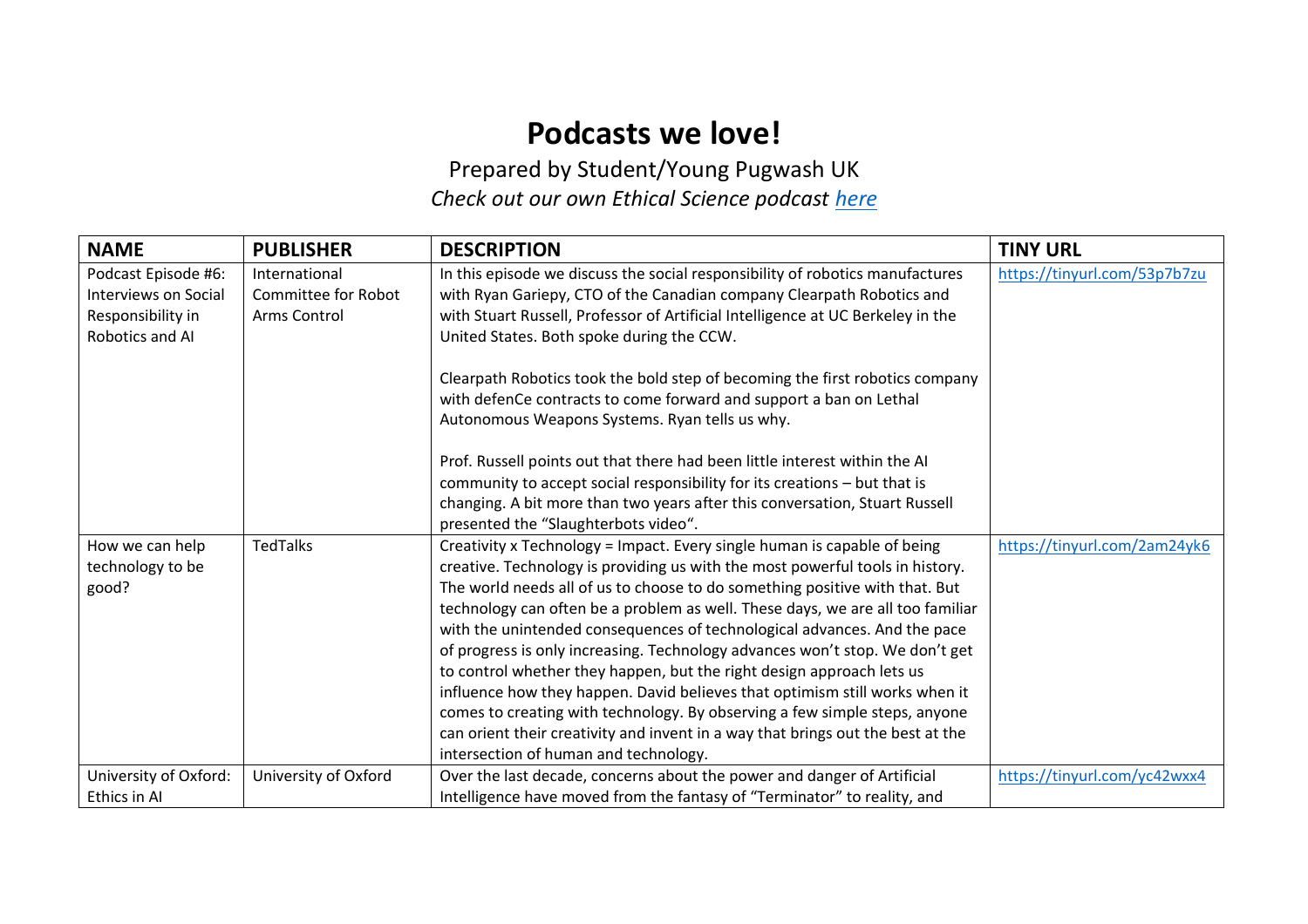# Podcasts we love!

Prepared by Student/Young Pugwash UK

*Check out our own Ethical Science podcast here*

| NAME | PUBLISHER | DESCRIPTION | TINY URL |
|---|---|---|---|
| Podcast Episode #6: Interviews on Social Responsibility in Robotics and AI | International Committee for Robot Arms Control | In this episode we discuss the social responsibility of robotics manufactures with Ryan Gariepy, CTO of the Canadian company Clearpath Robotics and with Stuart Russell, Professor of Artificial Intelligence at UC Berkeley in the United States. Both spoke during the CCW.<br><br>Clearpath Robotics took the bold step of becoming the first robotics company with defenCe contracts to come forward and support a ban on Lethal Autonomous Weapons Systems. Ryan tells us why.<br><br>Prof. Russell points out that there had been little interest within the AI community to accept social responsibility for its creations – but that is changing. A bit more than two years after this conversation, Stuart Russell presented the "Slaughterbots video". | https://tinyurl.com/53p7b7zu |
| How we can help technology to be good? | TedTalks | Creativity x Technology = Impact. Every single human is capable of being creative. Technology is providing us with the most powerful tools in history. The world needs all of us to choose to do something positive with that. But technology can often be a problem as well. These days, we are all too familiar with the unintended consequences of technological advances. And the pace of progress is only increasing. Technology advances won't stop. We don't get to control whether they happen, but the right design approach lets us influence how they happen. David believes that optimism still works when it comes to creating with technology. By observing a few simple steps, anyone can orient their creativity and invent in a way that brings out the best at the intersection of human and technology. | https://tinyurl.com/2am24yk6 |
| University of Oxford: Ethics in AI | University of Oxford | Over the last decade, concerns about the power and danger of Artificial Intelligence have moved from the fantasy of "Terminator" to reality, and | https://tinyurl.com/yc42wxx4 |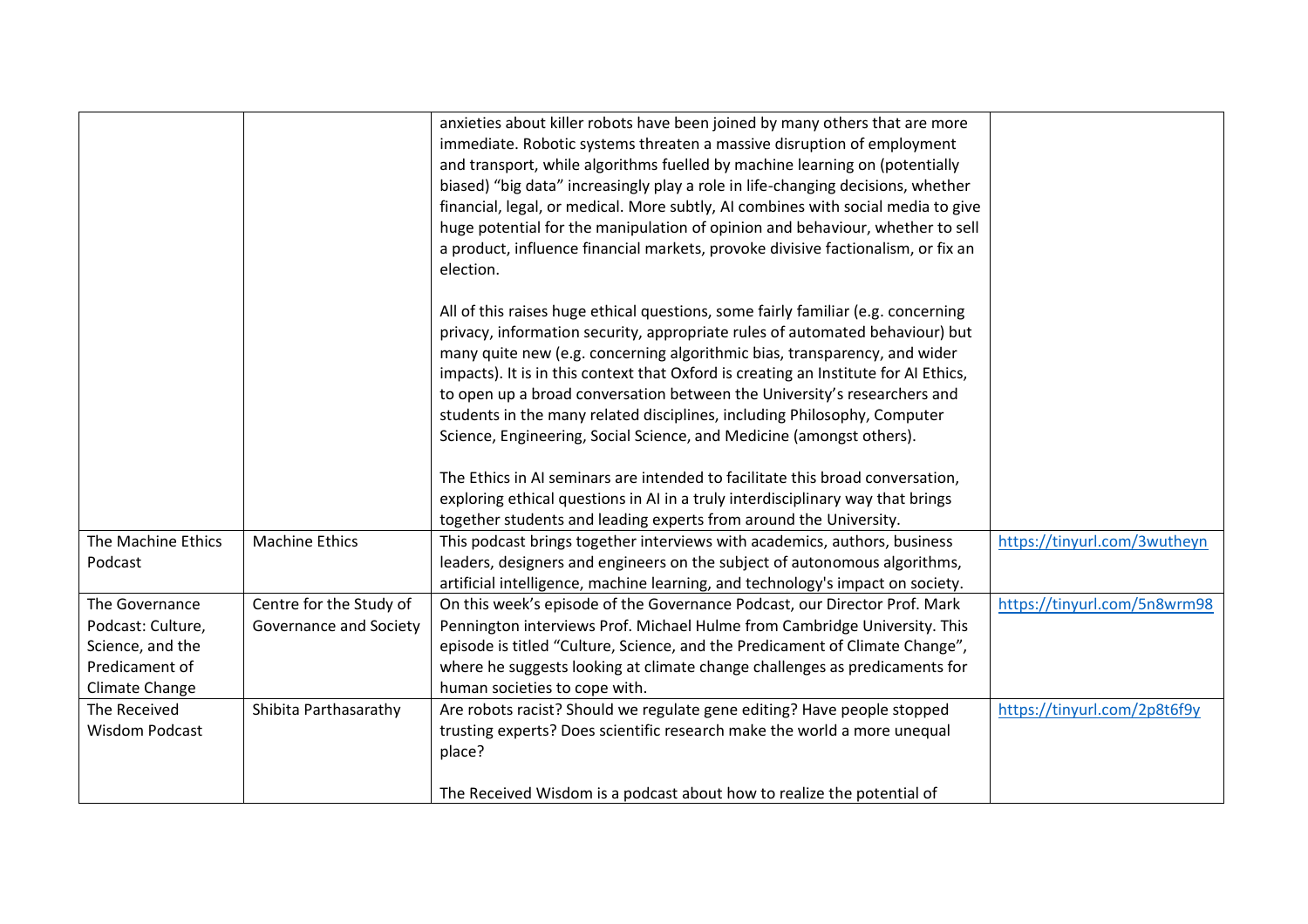| | | | |
|---|---|---|---|
| | | anxieties about killer robots have been joined by many others that are more immediate. Robotic systems threaten a massive disruption of employment and transport, while algorithms fuelled by machine learning on (potentially biased) "big data" increasingly play a role in life-changing decisions, whether financial, legal, or medical. More subtly, AI combines with social media to give huge potential for the manipulation of opinion and behaviour, whether to sell a product, influence financial markets, provoke divisive factionalism, or fix an election.<br><br>All of this raises huge ethical questions, some fairly familiar (e.g. concerning privacy, information security, appropriate rules of automated behaviour) but many quite new (e.g. concerning algorithmic bias, transparency, and wider impacts). It is in this context that Oxford is creating an Institute for AI Ethics, to open up a broad conversation between the University's researchers and students in the many related disciplines, including Philosophy, Computer Science, Engineering, Social Science, and Medicine (amongst others).<br><br>The Ethics in AI seminars are intended to facilitate this broad conversation, exploring ethical questions in AI in a truly interdisciplinary way that brings together students and leading experts from around the University. | |
| The Machine Ethics Podcast | Machine Ethics | This podcast brings together interviews with academics, authors, business leaders, designers and engineers on the subject of autonomous algorithms, artificial intelligence, machine learning, and technology's impact on society. | https://tinyurl.com/3wutheyn |
| The Governance Podcast: Culture, Science, and the Predicament of Climate Change | Centre for the Study of Governance and Society | On this week's episode of the Governance Podcast, our Director Prof. Mark Pennington interviews Prof. Michael Hulme from Cambridge University. This episode is titled "Culture, Science, and the Predicament of Climate Change", where he suggests looking at climate change challenges as predicaments for human societies to cope with. | https://tinyurl.com/5n8wrm98 |
| The Received Wisdom Podcast | Shibita Parthasarathy | Are robots racist? Should we regulate gene editing? Have people stopped trusting experts? Does scientific research make the world a more unequal place?<br><br>The Received Wisdom is a podcast about how to realize the potential of | https://tinyurl.com/2p8t6f9y |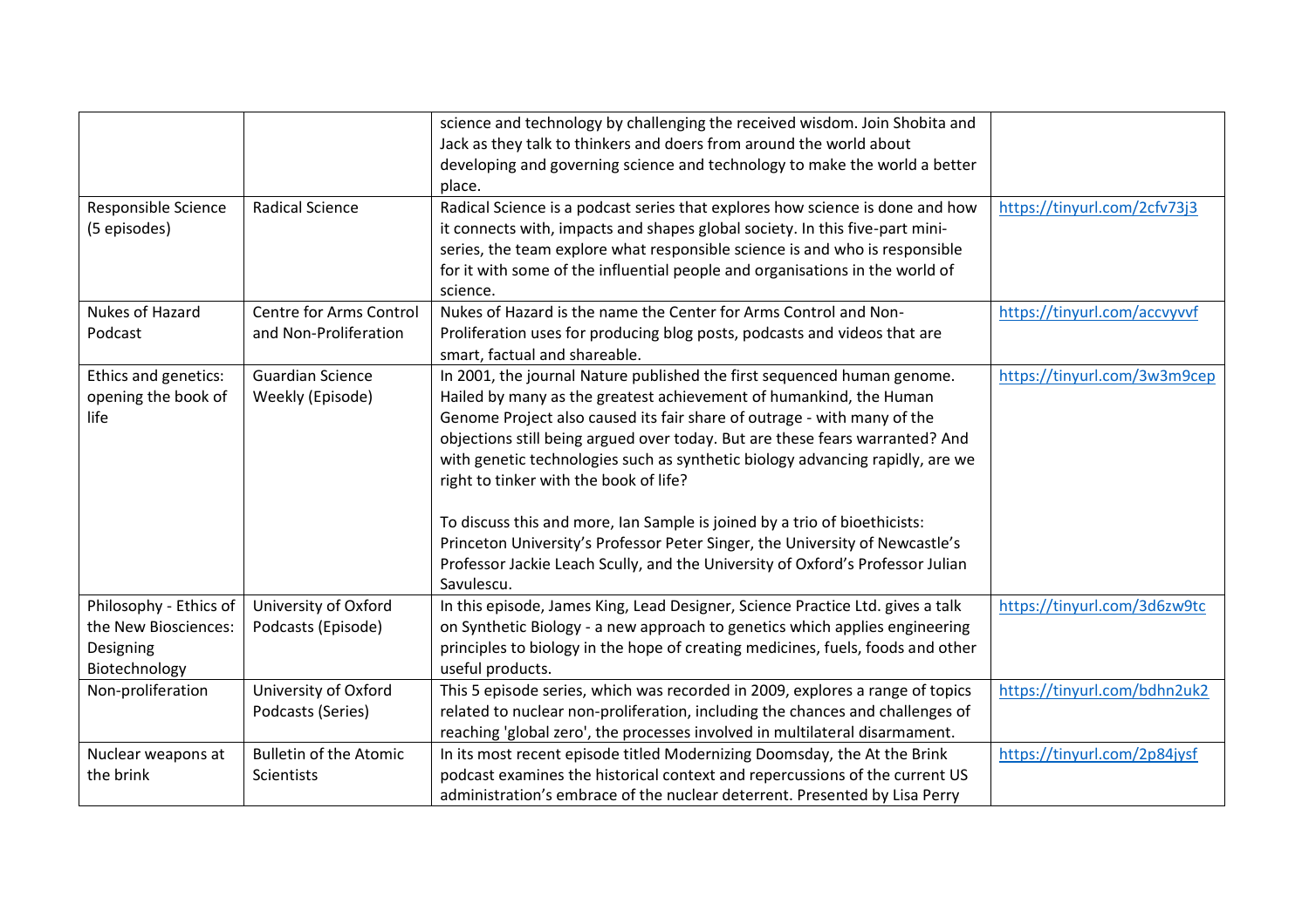| | | | |
|---|---|---|---|
| | | science and technology by challenging the received wisdom. Join Shobita and Jack as they talk to thinkers and doers from around the world about developing and governing science and technology to make the world a better place. | |
| Responsible Science (5 episodes) | Radical Science | Radical Science is a podcast series that explores how science is done and how it connects with, impacts and shapes global society. In this five-part mini-series, the team explore what responsible science is and who is responsible for it with some of the influential people and organisations in the world of science. | https://tinyurl.com/2cfv73j3 |
| Nukes of Hazard Podcast | Centre for Arms Control and Non-Proliferation | Nukes of Hazard is the name the Center for Arms Control and Non-Proliferation uses for producing blog posts, podcasts and videos that are smart, factual and shareable. | https://tinyurl.com/accvyvvf |
| Ethics and genetics: opening the book of life | Guardian Science Weekly (Episode) | In 2001, the journal Nature published the first sequenced human genome. Hailed by many as the greatest achievement of humankind, the Human Genome Project also caused its fair share of outrage - with many of the objections still being argued over today. But are these fears warranted? And with genetic technologies such as synthetic biology advancing rapidly, are we right to tinker with the book of life?<br><br>To discuss this and more, Ian Sample is joined by a trio of bioethicists: Princeton University's Professor Peter Singer, the University of Newcastle's Professor Jackie Leach Scully, and the University of Oxford's Professor Julian Savulescu. | https://tinyurl.com/3w3m9cep |
| Philosophy - Ethics of the New Biosciences: Designing Biotechnology | University of Oxford Podcasts (Episode) | In this episode, James King, Lead Designer, Science Practice Ltd. gives a talk on Synthetic Biology - a new approach to genetics which applies engineering principles to biology in the hope of creating medicines, fuels, foods and other useful products. | https://tinyurl.com/3d6zw9tc |
| Non-proliferation | University of Oxford Podcasts (Series) | This 5 episode series, which was recorded in 2009, explores a range of topics related to nuclear non-proliferation, including the chances and challenges of reaching 'global zero', the processes involved in multilateral disarmament. | https://tinyurl.com/bdhn2uk2 |
| Nuclear weapons at the brink | Bulletin of the Atomic Scientists | In its most recent episode titled Modernizing Doomsday, the At the Brink podcast examines the historical context and repercussions of the current US administration's embrace of the nuclear deterrent. Presented by Lisa Perry | https://tinyurl.com/2p84jysf |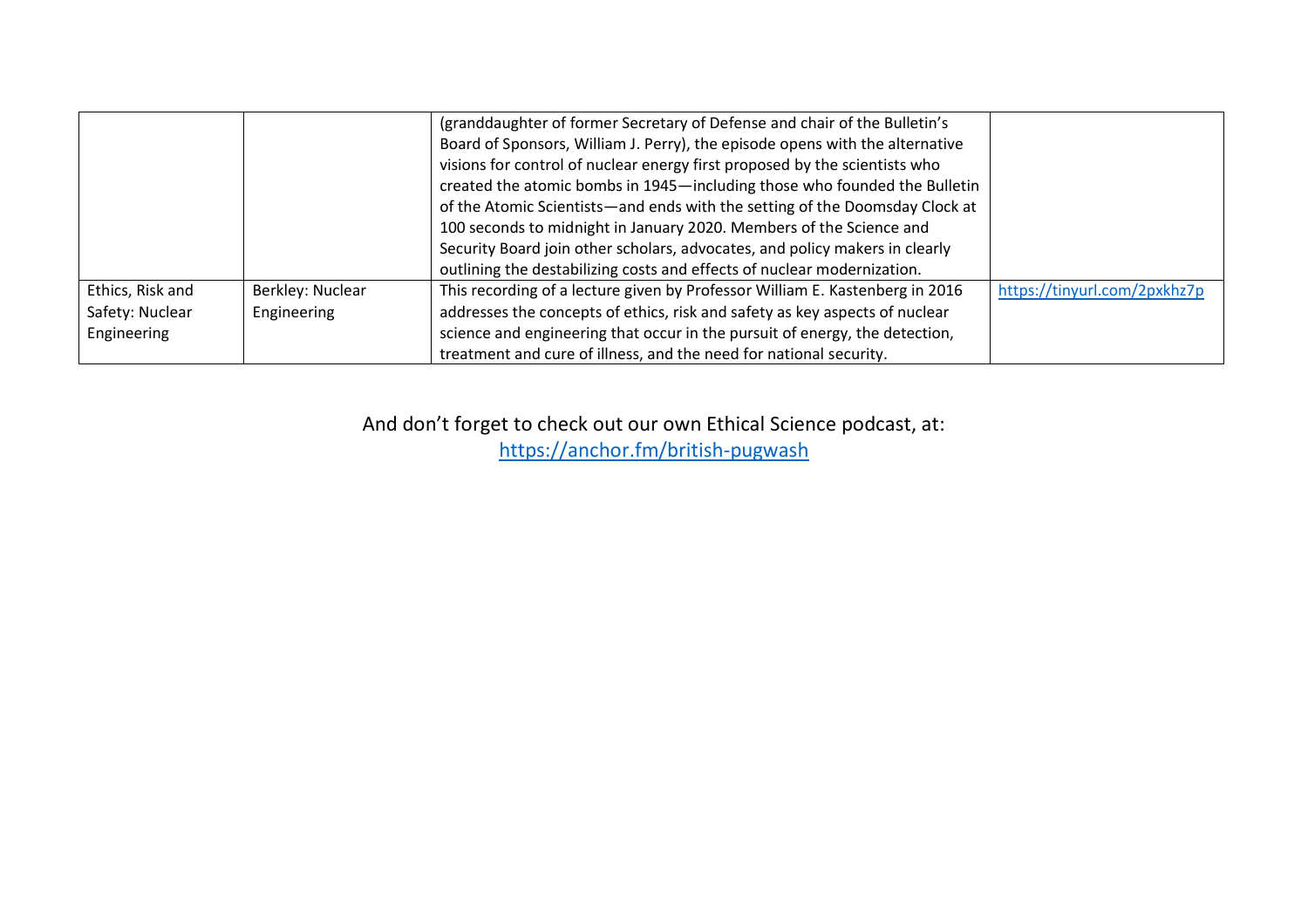| | | | |
|---|---|---|---|
| | | (granddaughter of former Secretary of Defense and chair of the Bulletin's Board of Sponsors, William J. Perry), the episode opens with the alternative visions for control of nuclear energy first proposed by the scientists who created the atomic bombs in 1945—including those who founded the Bulletin of the Atomic Scientists—and ends with the setting of the Doomsday Clock at 100 seconds to midnight in January 2020. Members of the Science and Security Board join other scholars, advocates, and policy makers in clearly outlining the destabilizing costs and effects of nuclear modernization. | |
| Ethics, Risk and Safety: Nuclear Engineering | Berkley: Nuclear Engineering | This recording of a lecture given by Professor William E. Kastenberg in 2016 addresses the concepts of ethics, risk and safety as key aspects of nuclear science and engineering that occur in the pursuit of energy, the detection, treatment and cure of illness, and the need for national security. | https://tinyurl.com/2pxkhz7p |

And don't forget to check out our own Ethical Science podcast, at:
https://anchor.fm/british-pugwash